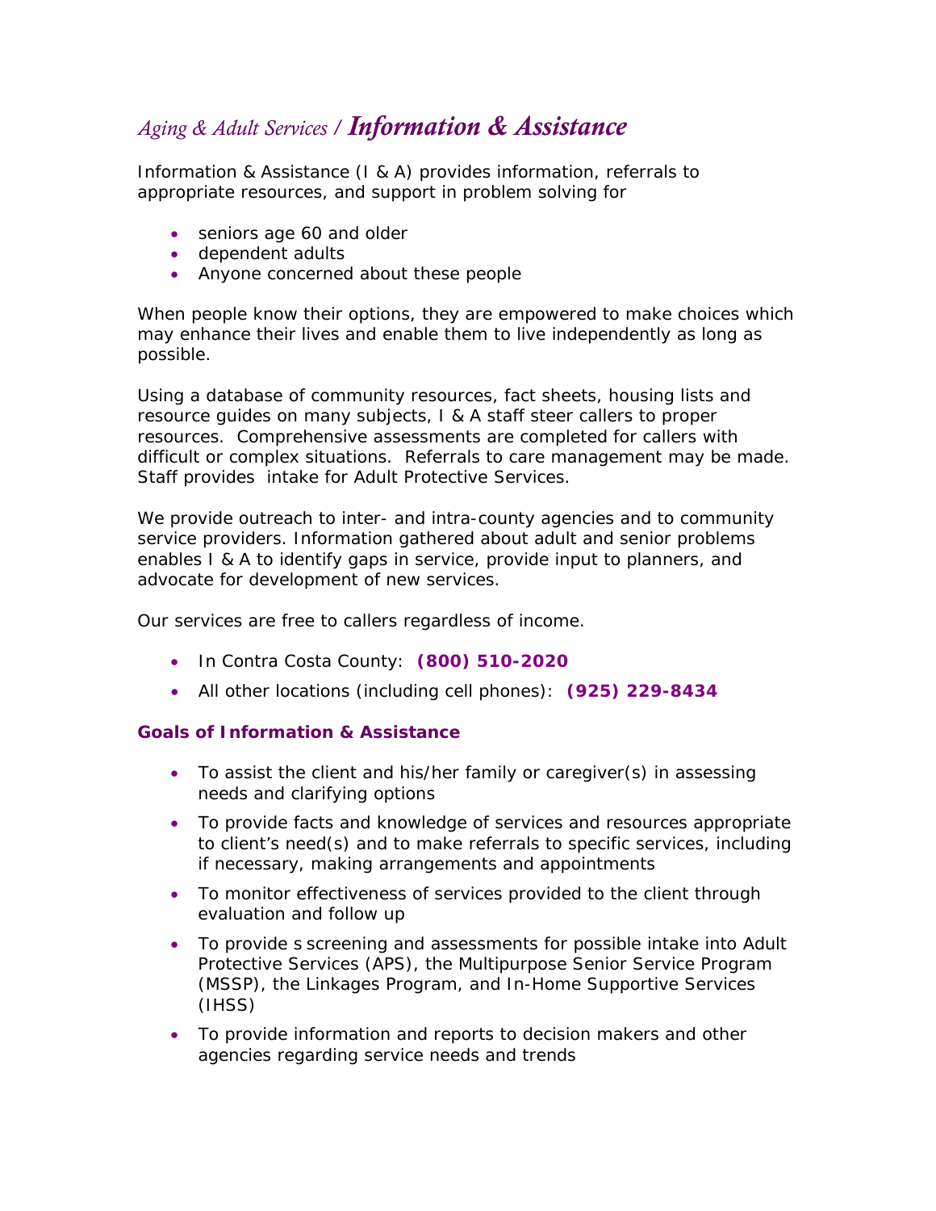# *Aging & Adult Services / **Information & Assistance***

Information & Assistance (I & A) provides information, referrals to appropriate resources, and support in problem solving for

- seniors age 60 and older
- dependent adults
- Anyone concerned about these people

When people know their options, they are empowered to make choices which may enhance their lives and enable them to live independently as long as possible.

Using a database of community resources, fact sheets, housing lists and resource guides on many subjects, I & A staff steer callers to proper resources. Comprehensive assessments are completed for callers with difficult or complex situations. Referrals to care management may be made. Staff provides intake for Adult Protective Services.

We provide outreach to inter- and intra-county agencies and to community service providers. Information gathered about adult and senior problems enables I & A to identify gaps in service, provide input to planners, and advocate for development of new services.

Our services are free to callers regardless of income.

- In Contra Costa County: **(800) 510-2020**
- All other locations (including cell phones): **(925) 229-8434**

### Goals of Information & Assistance

- To assist the client and his/her family or caregiver(s) in assessing needs and clarifying options
- To provide facts and knowledge of services and resources appropriate to client's need(s) and to make referrals to specific services, including if necessary, making arrangements and appointments
- To monitor effectiveness of services provided to the client through evaluation and follow up
- To provide s screening and assessments for possible intake into Adult Protective Services (APS), the Multipurpose Senior Service Program (MSSP), the Linkages Program, and In-Home Supportive Services (IHSS)
- To provide information and reports to decision makers and other agencies regarding service needs and trends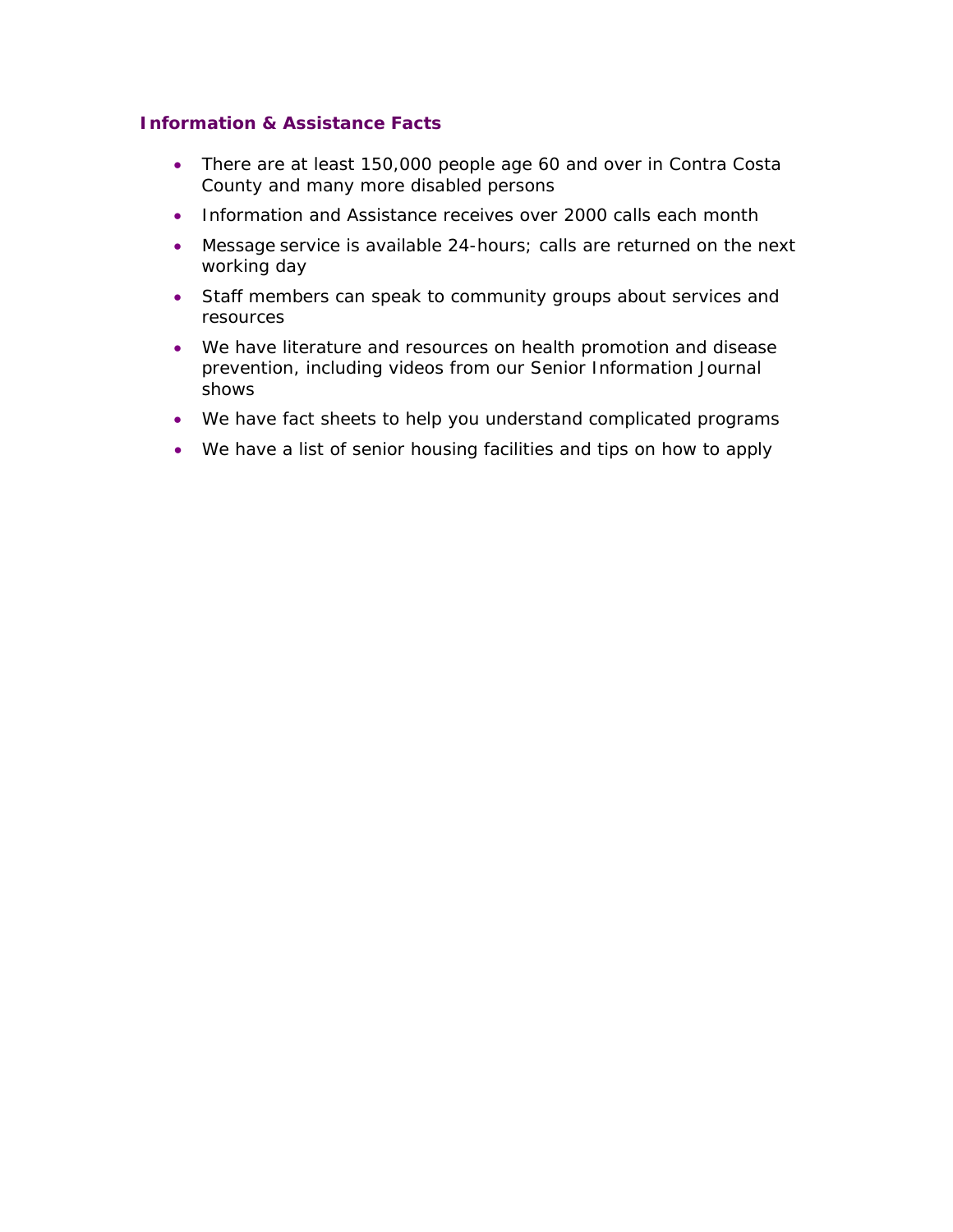### Information & Assistance Facts

- There are at least 150,000 people age 60 and over in Contra Costa County and many more disabled persons
- Information and Assistance receives over 2000 calls each month
- Message service is available 24-hours; calls are returned on the next working day
- Staff members can speak to community groups about services and resources
- We have literature and resources on health promotion and disease prevention, including videos from our Senior Information Journal shows
- We have fact sheets to help you understand complicated programs
- We have a list of senior housing facilities and tips on how to apply